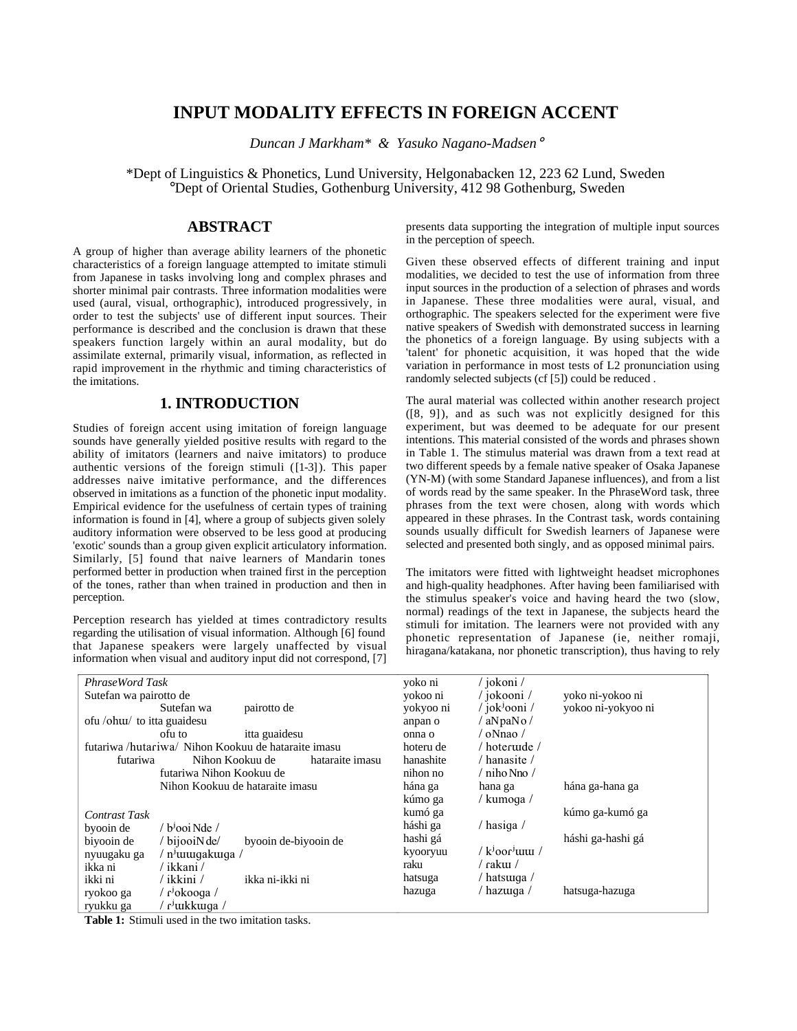# INPUT MODALITY EFFECTS IN FOREIGN ACCENT

*Duncan J Markham\* & Yasuko Nagano-Madsen°*

\*Dept of Linguistics & Phonetics, Lund University, Helgonabacken 12, 223 62 Lund, Sweden
°Dept of Oriental Studies, Gothenburg University, 412 98 Gothenburg, Sweden

## ABSTRACT

A group of higher than average ability learners of the phonetic characteristics of a foreign language attempted to imitate stimuli from Japanese in tasks involving long and complex phrases and shorter minimal pair contrasts. Three information modalities were used (aural, visual, orthographic), introduced progressively, in order to test the subjects' use of different input sources. Their performance is described and the conclusion is drawn that these speakers function largely within an aural modality, but do assimilate external, primarily visual, information, as reflected in rapid improvement in the rhythmic and timing characteristics of the imitations.

## 1. INTRODUCTION

Studies of foreign accent using imitation of foreign language sounds have generally yielded positive results with regard to the ability of imitators (learners and naive imitators) to produce authentic versions of the foreign stimuli ([1-3]). This paper addresses naive imitative performance, and the differences observed in imitations as a function of the phonetic input modality. Empirical evidence for the usefulness of certain types of training information is found in [4], where a group of subjects given solely auditory information were observed to be less good at producing 'exotic' sounds than a group given explicit articulatory information. Similarly, [5] found that naive learners of Mandarin tones performed better in production when trained first in the perception of the tones, rather than when trained in production and then in perception.

Perception research has yielded at times contradictory results regarding the utilisation of visual information. Although [6] found that Japanese speakers were largely unaffected by visual information when visual and auditory input did not correspond, [7] presents data supporting the integration of multiple input sources in the perception of speech.

Given these observed effects of different training and input modalities, we decided to test the use of information from three input sources in the production of a selection of phrases and words in Japanese. These three modalities were aural, visual, and orthographic. The speakers selected for the experiment were five native speakers of Swedish with demonstrated success in learning the phonetics of a foreign language. By using subjects with a 'talent' for phonetic acquisition, it was hoped that the wide variation in performance in most tests of L2 pronunciation using randomly selected subjects (cf [5]) could be reduced .

The aural material was collected within another research project ([8, 9]), and as such was not explicitly designed for this experiment, but was deemed to be adequate for our present intentions. This material consisted of the words and phrases shown in Table 1. The stimulus material was drawn from a text read at two different speeds by a female native speaker of Osaka Japanese (YN-M) (with some Standard Japanese influences), and from a list of words read by the same speaker. In the PhraseWord task, three phrases from the text were chosen, along with words which appeared in these phrases. In the Contrast task, words containing sounds usually difficult for Swedish learners of Japanese were selected and presented both singly, and as opposed minimal pairs.

The imitators were fitted with lightweight headset microphones and high-quality headphones. After having been familiarised with the stimulus speaker's voice and having heard the two (slow, normal) readings of the text in Japanese, the subjects heard the stimuli for imitation. The learners were not provided with any phonetic representation of Japanese (ie, neither romaji, hiragana/katakana, nor phonetic transcription), thus having to rely

| | | | | | |
|---|---|---|---|---|---|
| *PhraseWord Task* | | | yoko ni | / jokoni / | |
| Sutefan wa pairotto de | | | yokoo ni | / jokooni / | yoko ni-yokoo ni |
| | Sutefan wa | pairotto de | yokyoo ni | / jokʲooni / | yokoo ni-yokyoo ni |
| ofu /ohɯ/ to itta guaidesu | | | anpan o | / aNpaNo / | |
| | ofu to | itta guaidesu | onna o | / oNnao / | |
| futariwa /hutaɾiwa/ Nihon Kookuu de hataraite imasu | | | hoteru de | / hoteɾɯde / | |
| futariwa | Nihon Kookuu de | hataraite imasu | hanashite | / hanasite / | |
| | futariwa Nihon Kookuu de | | nihon no | / nihoNno / | |
| | Nihon Kookuu de hataraite imasu | | hána ga | hana ga | hána ga-hana ga |
| | | | kúmo ga | / kumoga / | |
| *Contrast Task* | | | kumó ga | | kúmo ga-kumó ga |
| byooin de | / bʲooiNde / | | háshi ga | / hasiga / | |
| biyooin de | / bijooiNde/ | byooin de-biyooin de | hashi gá | | háshi ga-hashi gá |
| nyuugaku ga | / nʲɯɯgakɯga / | | kyooryuu | / kʲooɾʲɯɯ / | |
| ikka ni | / ikkani / | | raku | / ɾakɯ / | |
| ikki ni | / ikkini / | ikka ni-ikki ni | hatsuga | / hatsɯga / | |
| ryokoo ga | / ɾʲokooga / | | hazuga | / hazɯga / | hatsuga-hazuga |
| ryukku ga | / ɾʲɯkkɯga / | | | | |

**Table 1:** Stimuli used in the two imitation tasks.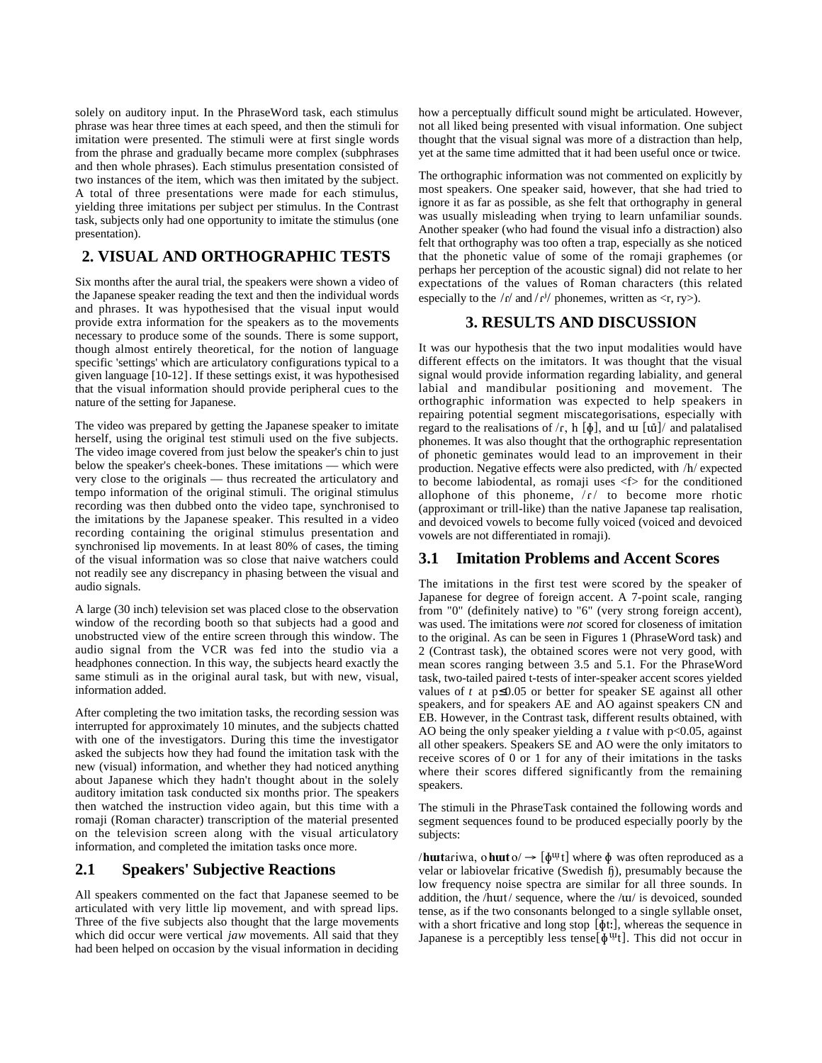solely on auditory input. In the PhraseWord task, each stimulus phrase was hear three times at each speed, and then the stimuli for imitation were presented. The stimuli were at first single words from the phrase and gradually became more complex (subphrases and then whole phrases). Each stimulus presentation consisted of two instances of the item, which was then imitated by the subject. A total of three presentations were made for each stimulus, yielding three imitations per subject per stimulus. In the Contrast task, subjects only had one opportunity to imitate the stimulus (one presentation).

## 2. VISUAL AND ORTHOGRAPHIC TESTS

Six months after the aural trial, the speakers were shown a video of the Japanese speaker reading the text and then the individual words and phrases. It was hypothesised that the visual input would provide extra information for the speakers as to the movements necessary to produce some of the sounds. There is some support, though almost entirely theoretical, for the notion of language specific 'settings' which are articulatory configurations typical to a given language [10-12]. If these settings exist, it was hypothesised that the visual information should provide peripheral cues to the nature of the setting for Japanese.

The video was prepared by getting the Japanese speaker to imitate herself, using the original test stimuli used on the five subjects. The video image covered from just below the speaker's chin to just below the speaker's cheek-bones. These imitations — which were very close to the originals — thus recreated the articulatory and tempo information of the original stimuli. The original stimulus recording was then dubbed onto the video tape, synchronised to the imitations by the Japanese speaker. This resulted in a video recording containing the original stimulus presentation and synchronised lip movements. In at least 80% of cases, the timing of the visual information was so close that naive watchers could not readily see any discrepancy in phasing between the visual and audio signals.

A large (30 inch) television set was placed close to the observation window of the recording booth so that subjects had a good and unobstructed view of the entire screen through this window. The audio signal from the VCR was fed into the studio via a headphones connection. In this way, the subjects heard exactly the same stimuli as in the original aural task, but with new, visual, information added.

After completing the two imitation tasks, the recording session was interrupted for approximately 10 minutes, and the subjects chatted with one of the investigators. During this time the investigator asked the subjects how they had found the imitation task with the new (visual) information, and whether they had noticed anything about Japanese which they hadn't thought about in the solely auditory imitation task conducted six months prior. The speakers then watched the instruction video again, but this time with a romaji (Roman character) transcription of the material presented on the television screen along with the visual articulatory information, and completed the imitation tasks once more.

### 2.1 Speakers' Subjective Reactions

All speakers commented on the fact that Japanese seemed to be articulated with very little lip movement, and with spread lips. Three of the five subjects also thought that the large movements which did occur were vertical *jaw* movements. All said that they had been helped on occasion by the visual information in deciding how a perceptually difficult sound might be articulated. However, not all liked being presented with visual information. One subject thought that the visual signal was more of a distraction than help, yet at the same time admitted that it had been useful once or twice.

The orthographic information was not commented on explicitly by most speakers. One speaker said, however, that she had tried to ignore it as far as possible, as she felt that orthography in general was usually misleading when trying to learn unfamiliar sounds. Another speaker (who had found the visual info a distraction) also felt that orthography was too often a trap, especially as she noticed that the phonetic value of some of the romaji graphemes (or perhaps her perception of the acoustic signal) did not relate to her expectations of the values of Roman characters (this related especially to the /ɾ/ and /ɾʲ/ phonemes, written as <r, ry>).

## 3. RESULTS AND DISCUSSION

It was our hypothesis that the two input modalities would have different effects on the imitators. It was thought that the visual signal would provide information regarding labiality, and general labial and mandibular positioning and movement. The orthographic information was expected to help speakers in repairing potential segment miscategorisations, especially with regard to the realisations of /ɾ, h [ɸ], and ɯ [ɯ̆]/ and palatalised phonemes. It was also thought that the orthographic representation of phonetic geminates would lead to an improvement in their production. Negative effects were also predicted, with /h/ expected to become labiodental, as romaji uses <f> for the conditioned allophone of this phoneme, /ɾ/ to become more rhotic (approximant or trill-like) than the native Japanese tap realisation, and devoiced vowels to become fully voiced (voiced and devoiced vowels are not differentiated in romaji).

### 3.1 Imitation Problems and Accent Scores

The imitations in the first test were scored by the speaker of Japanese for degree of foreign accent. A 7-point scale, ranging from "0" (definitely native) to "6" (very strong foreign accent), was used. The imitations were *not* scored for closeness of imitation to the original. As can be seen in Figures 1 (PhraseWord task) and 2 (Contrast task), the obtained scores were not very good, with mean scores ranging between 3.5 and 5.1. For the PhraseWord task, two-tailed paired t-tests of inter-speaker accent scores yielded values of $t$ at $p \leq 0.05$ or better for speaker SE against all other speakers, and for speakers AE and AO against speakers CN and EB. However, in the Contrast task, different results obtained, with AO being the only speaker yielding a $t$ value with $p<0.05$, against all other speakers. Speakers SE and AO were the only imitators to receive scores of 0 or 1 for any of their imitations in the tasks where their scores differed significantly from the remaining speakers.

The stimuli in the PhraseTask contained the following words and segment sequences found to be produced especially poorly by the subjects:

/**hɯt**aɾiwa, o**hɯt**o/ → [ɸᵚt] where ɸ was often reproduced as a velar or labiovelar fricative (Swedish ɧ), presumably because the low frequency noise spectra are similar for all three sounds. In addition, the /hɯt/ sequence, where the /ɯ/ is devoiced, sounded tense, as if the two consonants belonged to a single syllable onset, with a short fricative and long stop [ɸtː], whereas the sequence in Japanese is a perceptibly less tense[ɸᵚt]. This did not occur in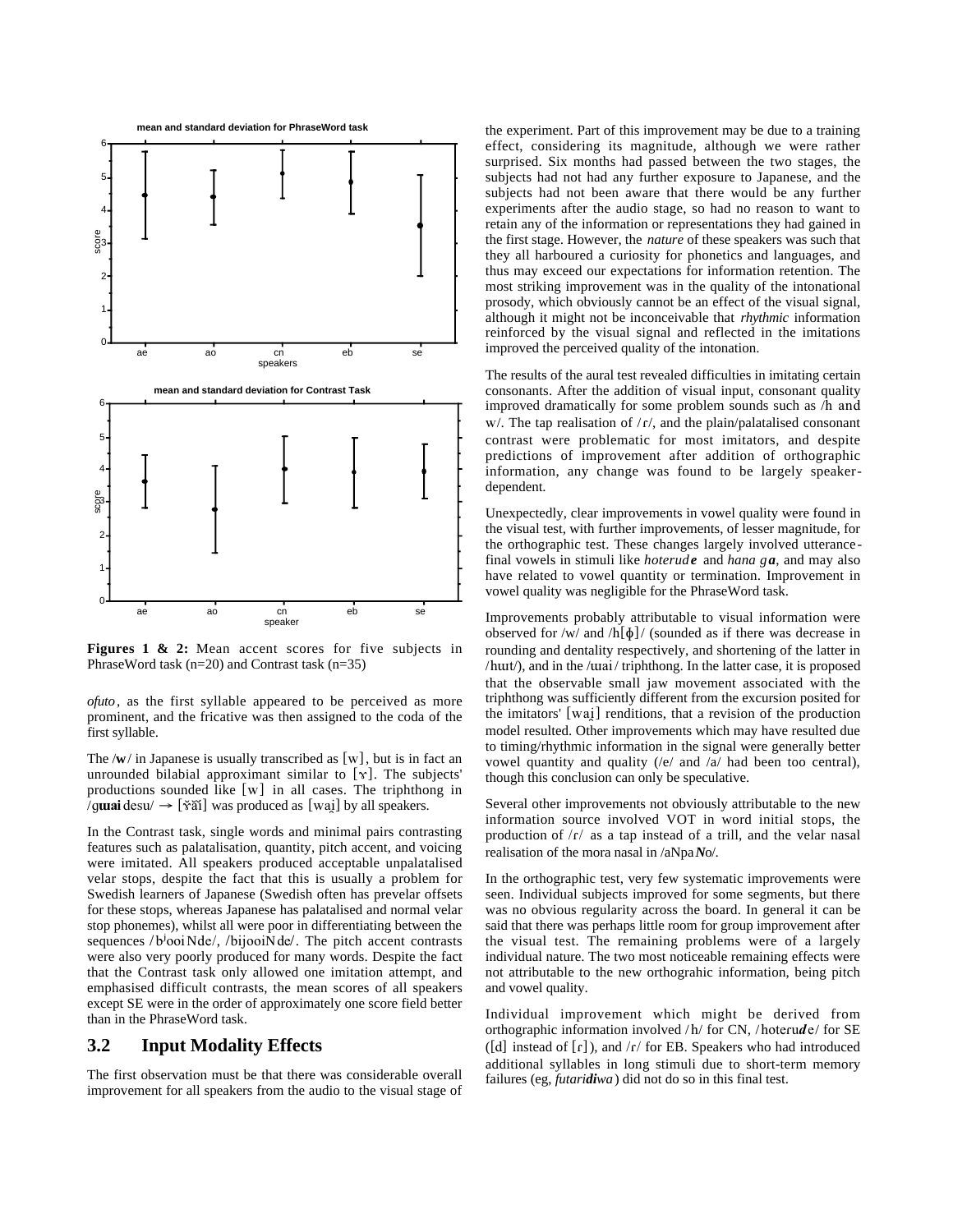mean and standard deviation for PhraseWord task

mean and standard deviation for Contrast Task

**Figures 1 & 2:** Mean accent scores for five subjects in PhraseWord task (n=20) and Contrast task (n=35)

*ofuto*, as the first syllable appeared to be perceived as more prominent, and the fricative was then assigned to the coda of the first syllable.

The /**w**/ in Japanese is usually transcribed as [w], but is in fact an unrounded bilabial approximant similar to [ɤ]. The subjects' productions sounded like [w] in all cases. The triphthong in /g**ɯai** desu/ → [ɤ̆ăĭ] was produced as [wai̯] by all speakers.

In the Contrast task, single words and minimal pairs contrasting features such as palatalisation, quantity, pitch accent, and voicing were imitated. All speakers produced acceptable unpalatalised velar stops, despite the fact that this is usually a problem for Swedish learners of Japanese (Swedish often has prevelar offsets for these stops, whereas Japanese has palatalised and normal velar stop phonemes), whilst all were poor in differentiating between the sequences /bʲooiNde/, /bijooiNde/. The pitch accent contrasts were also very poorly produced for many words. Despite the fact that the Contrast task only allowed one imitation attempt, and emphasised difficult contrasts, the mean scores of all speakers except SE were in the order of approximately one score field better than in the PhraseWord task.

## 3.2 Input Modality Effects

The first observation must be that there was considerable overall improvement for all speakers from the audio to the visual stage of the experiment. Part of this improvement may be due to a training effect, considering its magnitude, although we were rather surprised. Six months had passed between the two stages, the subjects had not had any further exposure to Japanese, and the subjects had not been aware that there would be any further experiments after the audio stage, so had no reason to want to retain any of the information or representations they had gained in the first stage. However, the *nature* of these speakers was such that they all harboured a curiosity for phonetics and languages, and thus may exceed our expectations for information retention. The most striking improvement was in the quality of the intonational prosody, which obviously cannot be an effect of the visual signal, although it might not be inconceivable that *rhythmic* information reinforced by the visual signal and reflected in the imitations improved the perceived quality of the intonation.

The results of the aural test revealed difficulties in imitating certain consonants. After the addition of visual input, consonant quality improved dramatically for some problem sounds such as /h and w/. The tap realisation of /ɾ/, and the plain/palatalised consonant contrast were problematic for most imitators, and despite predictions of improvement after addition of orthographic information, any change was found to be largely speaker-dependent.

Unexpectedly, clear improvements in vowel quality were found in the visual test, with further improvements, of lesser magnitude, for the orthographic test. These changes largely involved utterance-final vowels in stimuli like *hoterud**e*** and *hana g**a***, and may also have related to vowel quantity or termination. Improvement in vowel quality was negligible for the PhraseWord task.

Improvements probably attributable to visual information were observed for /w/ and /h[ɸ]/ (sounded as if there was decrease in rounding and dentality respectively, and shortening of the latter in /hɯt/), and in the /ɯai/ triphthong. In the latter case, it is proposed that the observable small jaw movement associated with the triphthong was sufficiently different from the excursion posited for the imitators' [wai̯] renditions, that a revision of the production model resulted. Other improvements which may have resulted due to timing/rhythmic information in the signal were generally better vowel quantity and quality (/e/ and /a/ had been too central), though this conclusion can only be speculative.

Several other improvements not obviously attributable to the new information source involved VOT in word initial stops, the production of /ɾ/ as a tap instead of a trill, and the velar nasal realisation of the mora nasal in /aNpa***N***o/.

In the orthographic test, very few systematic improvements were seen. Individual subjects improved for some segments, but there was no obvious regularity across the board. In general it can be said that there was perhaps little room for group improvement after the visual test. The remaining problems were of a largely individual nature. The two most noticeable remaining effects were not attributable to the new orthograhic information, being pitch and vowel quality.

Individual improvement which might be derived from orthographic information involved /h/ for CN, /hoteru***d***e/ for SE ([d] instead of [ɾ]), and /ɾ/ for EB. Speakers who had introduced additional syllables in long stimuli due to short-term memory failures (eg, *futari**di**wa*) did not do so in this final test.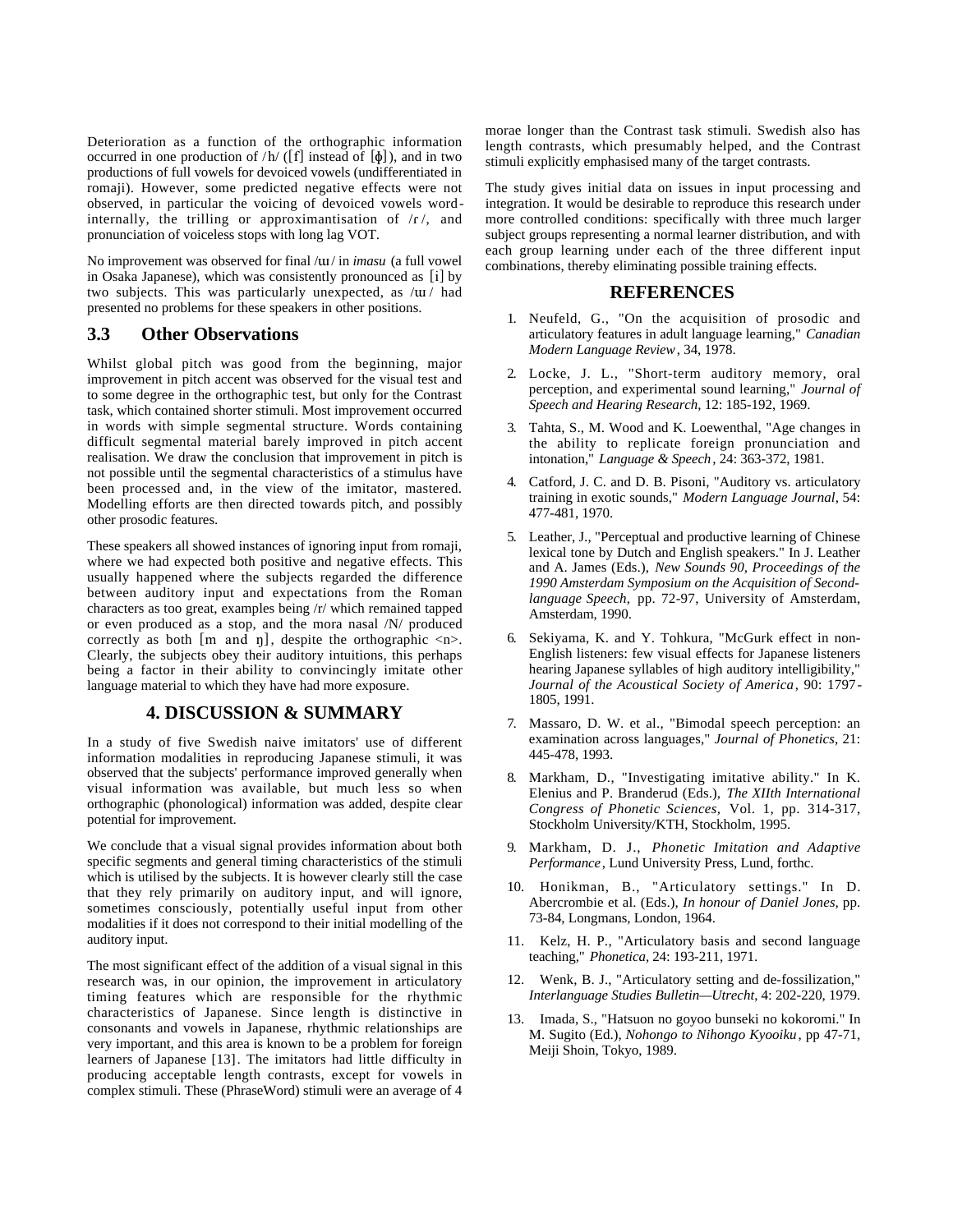Deterioration as a function of the orthographic information occurred in one production of /h/ ([f] instead of [ɸ]), and in two productions of full vowels for devoiced vowels (undifferentiated in romaji). However, some predicted negative effects were not observed, in particular the voicing of devoiced vowels word-internally, the trilling or approximantisation of /ɾ/, and pronunciation of voiceless stops with long lag VOT.

No improvement was observed for final /ɯ/ in *imasu* (a full vowel in Osaka Japanese), which was consistently pronounced as [i] by two subjects. This was particularly unexpected, as /ɯ/ had presented no problems for these speakers in other positions.

## 3.3 Other Observations

Whilst global pitch was good from the beginning, major improvement in pitch accent was observed for the visual test and to some degree in the orthographic test, but only for the Contrast task, which contained shorter stimuli. Most improvement occurred in words with simple segmental structure. Words containing difficult segmental material barely improved in pitch accent realisation. We draw the conclusion that improvement in pitch is not possible until the segmental characteristics of a stimulus have been processed and, in the view of the imitator, mastered. Modelling efforts are then directed towards pitch, and possibly other prosodic features.

These speakers all showed instances of ignoring input from romaji, where we had expected both positive and negative effects. This usually happened where the subjects regarded the difference between auditory input and expectations from the Roman characters as too great, examples being /r/ which remained tapped or even produced as a stop, and the mora nasal /N/ produced correctly as both [m and ŋ], despite the orthographic <n>. Clearly, the subjects obey their auditory intuitions, this perhaps being a factor in their ability to convincingly imitate other language material to which they have had more exposure.

## 4. DISCUSSION & SUMMARY

In a study of five Swedish naive imitators' use of different information modalities in reproducing Japanese stimuli, it was observed that the subjects' performance improved generally when visual information was available, but much less so when orthographic (phonological) information was added, despite clear potential for improvement.

We conclude that a visual signal provides information about both specific segments and general timing characteristics of the stimuli which is utilised by the subjects. It is however clearly still the case that they rely primarily on auditory input, and will ignore, sometimes consciously, potentially useful input from other modalities if it does not correspond to their initial modelling of the auditory input.

The most significant effect of the addition of a visual signal in this research was, in our opinion, the improvement in articulatory timing features which are responsible for the rhythmic characteristics of Japanese. Since length is distinctive in consonants and vowels in Japanese, rhythmic relationships are very important, and this area is known to be a problem for foreign learners of Japanese [13]. The imitators had little difficulty in producing acceptable length contrasts, except for vowels in complex stimuli. These (PhraseWord) stimuli were an average of 4 morae longer than the Contrast task stimuli. Swedish also has length contrasts, which presumably helped, and the Contrast stimuli explicitly emphasised many of the target contrasts.

The study gives initial data on issues in input processing and integration. It would be desirable to reproduce this research under more controlled conditions: specifically with three much larger subject groups representing a normal learner distribution, and with each group learning under each of the three different input combinations, thereby eliminating possible training effects.

## REFERENCES

1. Neufeld, G., "On the acquisition of prosodic and articulatory features in adult language learning," *Canadian Modern Language Review*, 34, 1978.
2. Locke, J. L., "Short-term auditory memory, oral perception, and experimental sound learning," *Journal of Speech and Hearing Research*, 12: 185-192, 1969.
3. Tahta, S., M. Wood and K. Loewenthal, "Age changes in the ability to replicate foreign pronunciation and intonation," *Language & Speech*, 24: 363-372, 1981.
4. Catford, J. C. and D. B. Pisoni, "Auditory vs. articulatory training in exotic sounds," *Modern Language Journal*, 54: 477-481, 1970.
5. Leather, J., "Perceptual and productive learning of Chinese lexical tone by Dutch and English speakers." In J. Leather and A. James (Eds.), *New Sounds 90, Proceedings of the 1990 Amsterdam Symposium on the Acquisition of Second-language Speech,* pp. 72-97, University of Amsterdam, Amsterdam, 1990.
6. Sekiyama, K. and Y. Tohkura, "McGurk effect in non-English listeners: few visual effects for Japanese listeners hearing Japanese syllables of high auditory intelligibility," *Journal of the Acoustical Society of America*, 90: 1797-1805, 1991.
7. Massaro, D. W. et al., "Bimodal speech perception: an examination across languages," *Journal of Phonetics*, 21: 445-478, 1993.
8. Markham, D., "Investigating imitative ability." In K. Elenius and P. Branderud (Eds.), *The XIIth International Congress of Phonetic Sciences,* Vol. 1, pp. 314-317, Stockholm University/KTH, Stockholm, 1995.
9. Markham, D. J., *Phonetic Imitation and Adaptive Performance*, Lund University Press, Lund, forthc.
10. Honikman, B., "Articulatory settings." In D. Abercrombie et al. (Eds.), *In honour of Daniel Jones*, pp. 73-84, Longmans, London, 1964.
11. Kelz, H. P., "Articulatory basis and second language teaching," *Phonetica*, 24: 193-211, 1971.
12. Wenk, B. J., "Articulatory setting and de-fossilization," *Interlanguage Studies Bulletin—Utrecht*, 4: 202-220, 1979.
13. Imada, S., "Hatsuon no goyoo bunseki no kokoromi." In M. Sugito (Ed.), *Nohongo to Nihongo Kyooiku*, pp 47-71, Meiji Shoin, Tokyo, 1989.